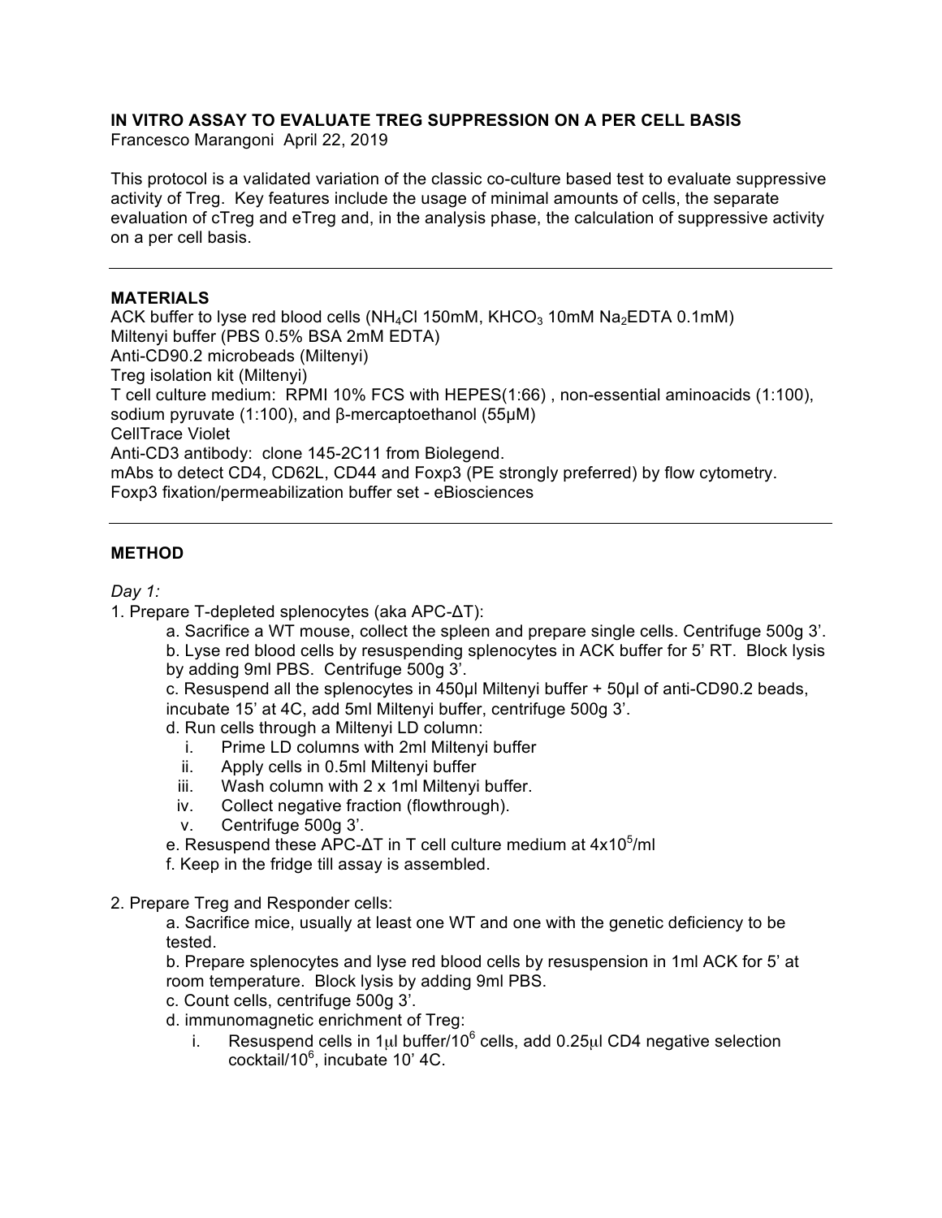**IN VITRO ASSAY TO EVALUATE TREG SUPPRESSION ON A PER CELL BASIS**

Francesco Marangoni April 22, 2019

This protocol is a validated variation of the classic co-culture based test to evaluate suppressive activity of Treg. Key features include the usage of minimal amounts of cells, the separate evaluation of cTreg and eTreg and, in the analysis phase, the calculation of suppressive activity on a per cell basis.

---

## MATERIALS

ACK buffer to lyse red blood cells ($NH_4Cl$ 150mM, $KHCO_3$ 10mM $Na_2EDTA$ 0.1mM)
Miltenyi buffer (PBS 0.5% BSA 2mM EDTA)
Anti-CD90.2 microbeads (Miltenyi)
Treg isolation kit (Miltenyi)
T cell culture medium: RPMI 10% FCS with HEPES(1:66) , non-essential aminoacids (1:100), sodium pyruvate (1:100), and β-mercaptoethanol (55μM)
CellTrace Violet
Anti-CD3 antibody: clone 145-2C11 from Biolegend.
mAbs to detect CD4, CD62L, CD44 and Foxp3 (PE strongly preferred) by flow cytometry.
Foxp3 fixation/permeabilization buffer set - eBiosciences

---

## METHOD

*Day 1:*

1. Prepare T-depleted splenocytes (aka APC-ΔT):
   a. Sacrifice a WT mouse, collect the spleen and prepare single cells. Centrifuge 500g 3'.
   b. Lyse red blood cells by resuspending splenocytes in ACK buffer for 5' RT. Block lysis by adding 9ml PBS. Centrifuge 500g 3'.
   c. Resuspend all the splenocytes in 450μl Miltenyi buffer + 50μl of anti-CD90.2 beads, incubate 15' at 4C, add 5ml Miltenyi buffer, centrifuge 500g 3'.
   d. Run cells through a Miltenyi LD column:
      i. Prime LD columns with 2ml Miltenyi buffer
      ii. Apply cells in 0.5ml Miltenyi buffer
      iii. Wash column with 2 x 1ml Miltenyi buffer.
      iv. Collect negative fraction (flowthrough).
      v. Centrifuge 500g 3'.
   e. Resuspend these APC-ΔT in T cell culture medium at $4x10^5$/ml
   f. Keep in the fridge till assay is assembled.

2. Prepare Treg and Responder cells:
   a. Sacrifice mice, usually at least one WT and one with the genetic deficiency to be tested.
   b. Prepare splenocytes and lyse red blood cells by resuspension in 1ml ACK for 5' at room temperature. Block lysis by adding 9ml PBS.
   c. Count cells, centrifuge 500g 3'.
   d. immunomagnetic enrichment of Treg:
      i. Resuspend cells in 1μl buffer/$10^6$ cells, add 0.25μl CD4 negative selection cocktail/$10^6$, incubate 10' 4C.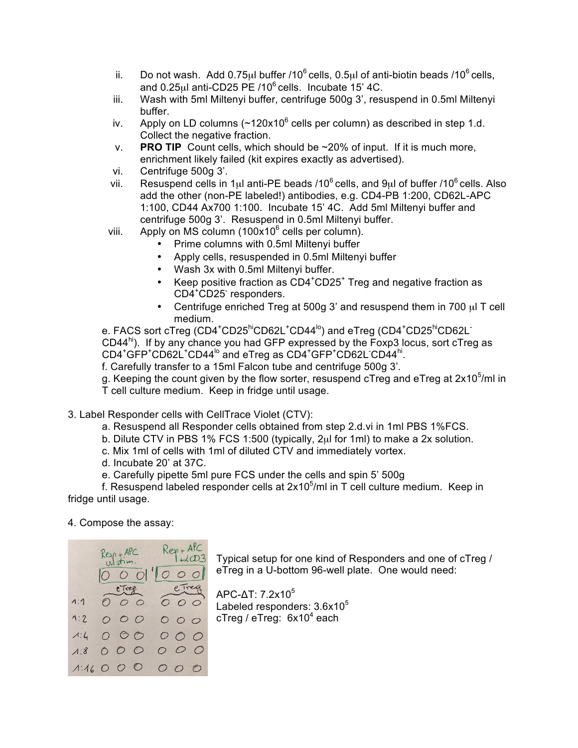ii. Do not wash. Add 0.75µl buffer /$10^6$ cells, 0.5µl of anti-biotin beads /$10^6$ cells, and 0.25µl anti-CD25 PE /$10^6$ cells. Incubate 15' 4C.

iii. Wash with 5ml Miltenyi buffer, centrifuge 500g 3', resuspend in 0.5ml Miltenyi buffer.

iv. Apply on LD columns (~$120 \times 10^6$ cells per column) as described in step 1.d. Collect the negative fraction.

v. **PRO TIP** Count cells, which should be ~20% of input. If it is much more, enrichment likely failed (kit expires exactly as advertised).

vi. Centrifuge 500g 3'.

vii. Resuspend cells in 1µl anti-PE beads /$10^6$ cells, and 9µl of buffer /$10^6$ cells. Also add the other (non-PE labeled!) antibodies, e.g. CD4-PB 1:200, CD62L-APC 1:100, CD44 Ax700 1:100. Incubate 15' 4C. Add 5ml Miltenyi buffer and centrifuge 500g 3'. Resuspend in 0.5ml Miltenyi buffer.

viii. Apply on MS column ($100 \times 10^6$ cells per column).
   - Prime columns with 0.5ml Miltenyi buffer
   - Apply cells, resuspended in 0.5ml Miltenyi buffer
   - Wash 3x with 0.5ml Miltenyi buffer.
   - Keep positive fraction as $CD4^+CD25^+$ Treg and negative fraction as $CD4^+CD25^-$ responders.
   - Centrifuge enriched Treg at 500g 3' and resuspend them in 700 µl T cell medium.

e. FACS sort cTreg ($CD4^+CD25^{hi}CD62L^+CD44^{lo}$) and eTreg ($CD4^+CD25^{hi}CD62L^-CD44^{hi}$). If by any chance you had GFP expressed by the Foxp3 locus, sort cTreg as $CD4^+GFP^+CD62L^+CD44^{lo}$ and eTreg as $CD4^+GFP^+CD62L^-CD44^{hi}$.

f. Carefully transfer to a 15ml Falcon tube and centrifuge 500g 3'.

g. Keeping the count given by the flow sorter, resuspend cTreg and eTreg at $2 \times 10^5$/ml in T cell culture medium. Keep in fridge until usage.

3. Label Responder cells with CellTrace Violet (CTV):

   a. Resuspend all Responder cells obtained from step 2.d.vi in 1ml PBS 1%FCS.

   b. Dilute CTV in PBS 1% FCS 1:500 (typically, 2µl for 1ml) to make a 2x solution.

   c. Mix 1ml of cells with 1ml of diluted CTV and immediately vortex.

   d. Incubate 20' at 37C.

   e. Carefully pipette 5ml pure FCS under the cells and spin 5' 500g

   f. Resuspend labeled responder cells at $2 \times 10^5$/ml in T cell culture medium. Keep in fridge until usage.

4. Compose the assay:

Typical setup for one kind of Responders and one of cTreg / eTreg in a U-bottom 96-well plate. One would need:

APC-ΔT: $7.2 \times 10^5$
Labeled responders: $3.6 \times 10^5$
cTreg / eTreg: $6 \times 10^4$ each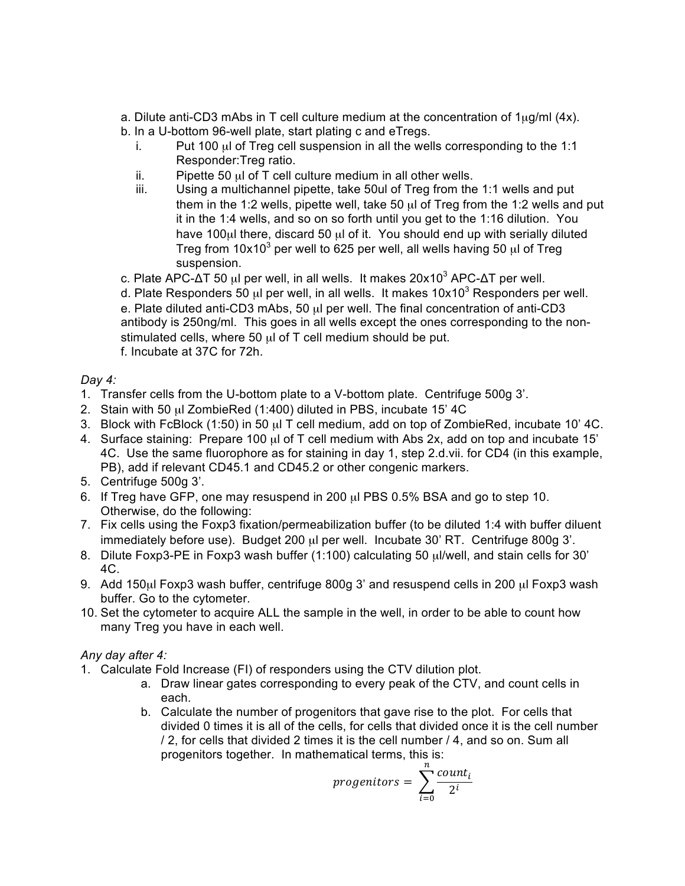a. Dilute anti-CD3 mAbs in T cell culture medium at the concentration of 1μg/ml (4x).

b. In a U-bottom 96-well plate, start plating c and eTregs.

   i. Put 100 μl of Treg cell suspension in all the wells corresponding to the 1:1 Responder:Treg ratio.

   ii. Pipette 50 μl of T cell culture medium in all other wells.

   iii. Using a multichannel pipette, take 50ul of Treg from the 1:1 wells and put them in the 1:2 wells, pipette well, take 50 μl of Treg from the 1:2 wells and put it in the 1:4 wells, and so on so forth until you get to the 1:16 dilution. You have 100μl there, discard 50 μl of it. You should end up with serially diluted Treg from $10 \times 10^3$ per well to 625 per well, all wells having 50 μl of Treg suspension.

c. Plate APC-ΔT 50 μl per well, in all wells. It makes $20 \times 10^3$ APC-ΔT per well.

d. Plate Responders 50 μl per well, in all wells. It makes $10 \times 10^3$ Responders per well.

e. Plate diluted anti-CD3 mAbs, 50 μl per well. The final concentration of anti-CD3 antibody is 250ng/ml. This goes in all wells except the ones corresponding to the non-stimulated cells, where 50 μl of T cell medium should be put.

f. Incubate at 37C for 72h.

*Day 4:*

1. Transfer cells from the U-bottom plate to a V-bottom plate. Centrifuge 500g 3'.
2. Stain with 50 μl ZombieRed (1:400) diluted in PBS, incubate 15' 4C
3. Block with FcBlock (1:50) in 50 μl T cell medium, add on top of ZombieRed, incubate 10' 4C.
4. Surface staining: Prepare 100 μl of T cell medium with Abs 2x, add on top and incubate 15' 4C. Use the same fluorophore as for staining in day 1, step 2.d.vii. for CD4 (in this example, PB), add if relevant CD45.1 and CD45.2 or other congenic markers.
5. Centrifuge 500g 3'.
6. If Treg have GFP, one may resuspend in 200 μl PBS 0.5% BSA and go to step 10. Otherwise, do the following:
7. Fix cells using the Foxp3 fixation/permeabilization buffer (to be diluted 1:4 with buffer diluent immediately before use). Budget 200 μl per well. Incubate 30' RT. Centrifuge 800g 3'.
8. Dilute Foxp3-PE in Foxp3 wash buffer (1:100) calculating 50 μl/well, and stain cells for 30' 4C.
9. Add 150μl Foxp3 wash buffer, centrifuge 800g 3' and resuspend cells in 200 μl Foxp3 wash buffer. Go to the cytometer.
10. Set the cytometer to acquire ALL the sample in the well, in order to be able to count how many Treg you have in each well.

*Any day after 4:*

1. Calculate Fold Increase (FI) of responders using the CTV dilution plot.
   a. Draw linear gates corresponding to every peak of the CTV, and count cells in each.
   b. Calculate the number of progenitors that gave rise to the plot. For cells that divided 0 times it is all of the cells, for cells that divided once it is the cell number / 2, for cells that divided 2 times it is the cell number / 4, and so on. Sum all progenitors together. In mathematical terms, this is:

$$progenitors = \sum_{i=0}^{n} \frac{count_i}{2^i}$$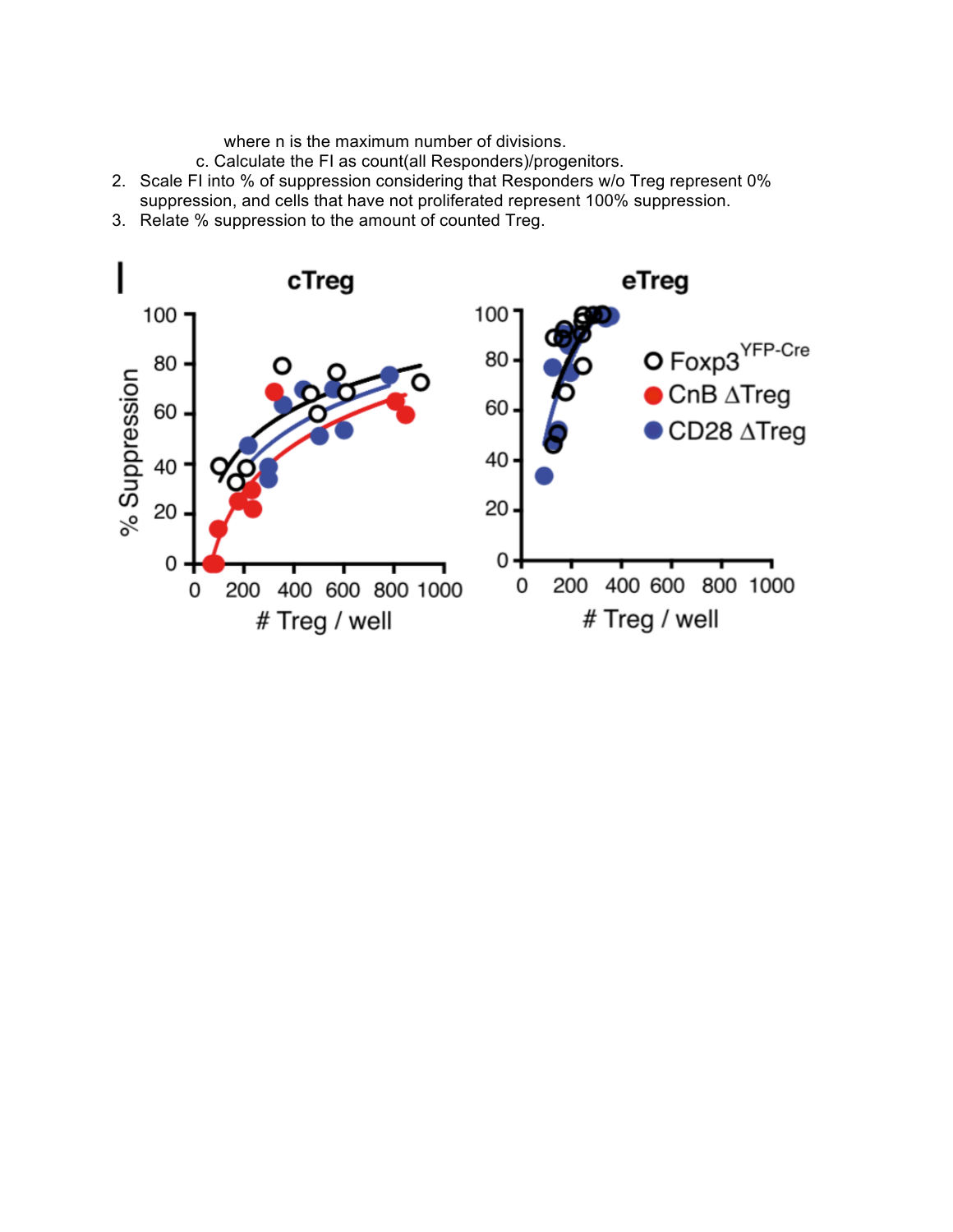where n is the maximum number of divisions.

c. Calculate the FI as count(all Responders)/progenitors.

2. Scale FI into % of suppression considering that Responders w/o Treg represent 0% suppression, and cells that have not proliferated represent 100% suppression.
3. Relate % suppression to the amount of counted Treg.

I

cTreg

% Suppression

100
80
60
40
20
0

0 200 400 600 800 1000

# Treg / well

eTreg

100
80
60
40
20
0

0 200 400 600 800 1000

# Treg / well

Foxp3$^{YFP\text{-}Cre}$

CnB ΔTreg

CD28 ΔTreg